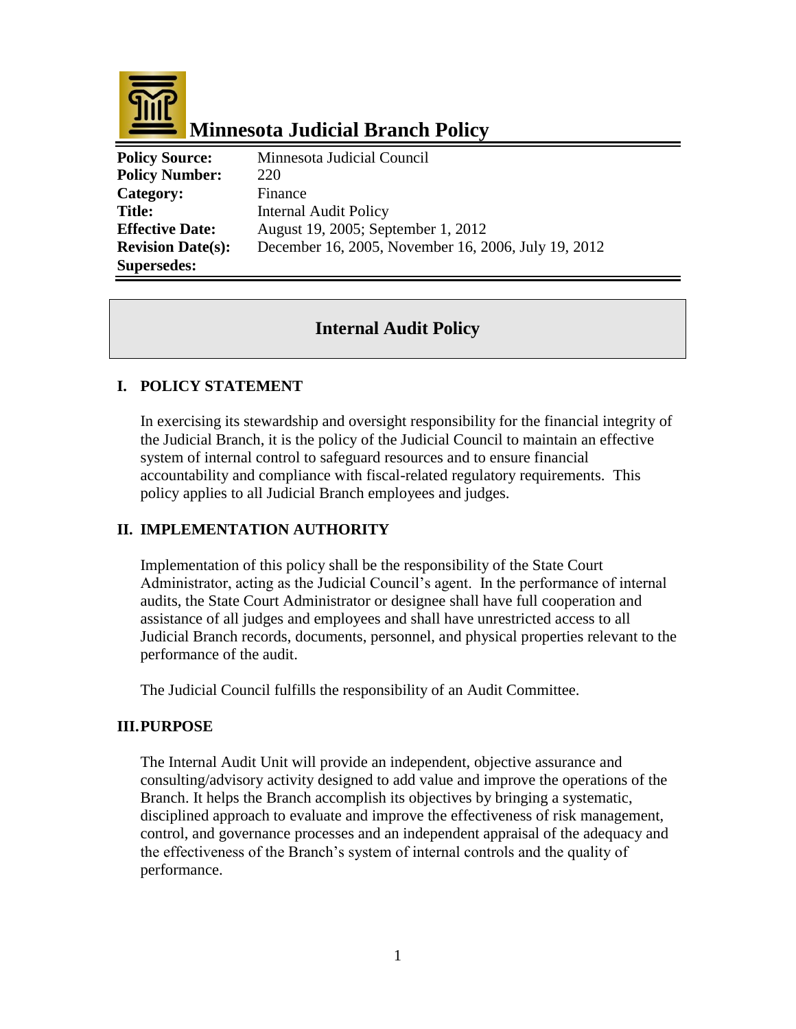# Minnesota Judicial Branch Policy

| | |
|---|---|
| **Policy Source:** | Minnesota Judicial Council |
| **Policy Number:** | 220 |
| **Category:** | Finance |
| **Title:** | Internal Audit Policy |
| **Effective Date:** | August 19, 2005; September 1, 2012 |
| **Revision Date(s):** | December 16, 2005, November 16, 2006, July 19, 2012 |
| **Supersedes:** | |

## Internal Audit Policy

### I. POLICY STATEMENT

In exercising its stewardship and oversight responsibility for the financial integrity of the Judicial Branch, it is the policy of the Judicial Council to maintain an effective system of internal control to safeguard resources and to ensure financial accountability and compliance with fiscal-related regulatory requirements. This policy applies to all Judicial Branch employees and judges.

### II. IMPLEMENTATION AUTHORITY

Implementation of this policy shall be the responsibility of the State Court Administrator, acting as the Judicial Council's agent. In the performance of internal audits, the State Court Administrator or designee shall have full cooperation and assistance of all judges and employees and shall have unrestricted access to all Judicial Branch records, documents, personnel, and physical properties relevant to the performance of the audit.

The Judicial Council fulfills the responsibility of an Audit Committee.

### III. PURPOSE

The Internal Audit Unit will provide an independent, objective assurance and consulting/advisory activity designed to add value and improve the operations of the Branch. It helps the Branch accomplish its objectives by bringing a systematic, disciplined approach to evaluate and improve the effectiveness of risk management, control, and governance processes and an independent appraisal of the adequacy and the effectiveness of the Branch's system of internal controls and the quality of performance.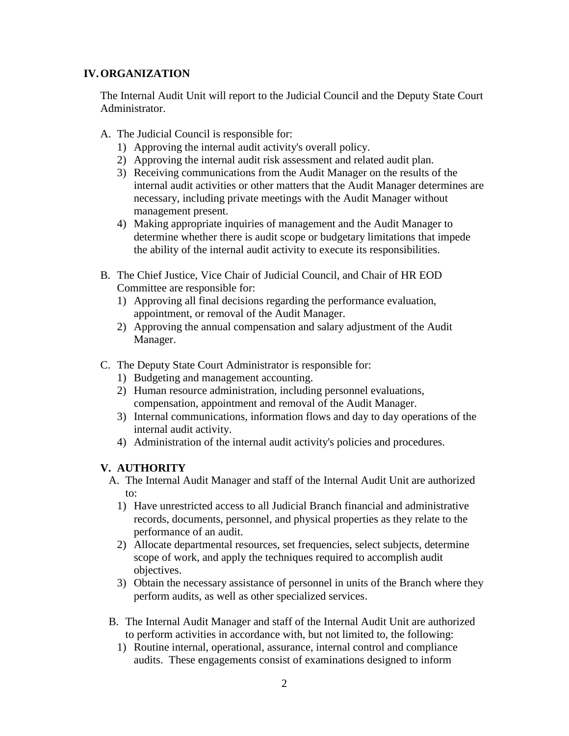## IV. ORGANIZATION

The Internal Audit Unit will report to the Judicial Council and the Deputy State Court Administrator.

A. The Judicial Council is responsible for:
   1) Approving the internal audit activity's overall policy.
   2) Approving the internal audit risk assessment and related audit plan.
   3) Receiving communications from the Audit Manager on the results of the internal audit activities or other matters that the Audit Manager determines are necessary, including private meetings with the Audit Manager without management present.
   4) Making appropriate inquiries of management and the Audit Manager to determine whether there is audit scope or budgetary limitations that impede the ability of the internal audit activity to execute its responsibilities.

B. The Chief Justice, Vice Chair of Judicial Council, and Chair of HR EOD Committee are responsible for:
   1) Approving all final decisions regarding the performance evaluation, appointment, or removal of the Audit Manager.
   2) Approving the annual compensation and salary adjustment of the Audit Manager.

C. The Deputy State Court Administrator is responsible for:
   1) Budgeting and management accounting.
   2) Human resource administration, including personnel evaluations, compensation, appointment and removal of the Audit Manager.
   3) Internal communications, information flows and day to day operations of the internal audit activity.
   4) Administration of the internal audit activity's policies and procedures.

## V. AUTHORITY

A. The Internal Audit Manager and staff of the Internal Audit Unit are authorized to:
   1) Have unrestricted access to all Judicial Branch financial and administrative records, documents, personnel, and physical properties as they relate to the performance of an audit.
   2) Allocate departmental resources, set frequencies, select subjects, determine scope of work, and apply the techniques required to accomplish audit objectives.
   3) Obtain the necessary assistance of personnel in units of the Branch where they perform audits, as well as other specialized services.

B. The Internal Audit Manager and staff of the Internal Audit Unit are authorized to perform activities in accordance with, but not limited to, the following:
   1) Routine internal, operational, assurance, internal control and compliance audits. These engagements consist of examinations designed to inform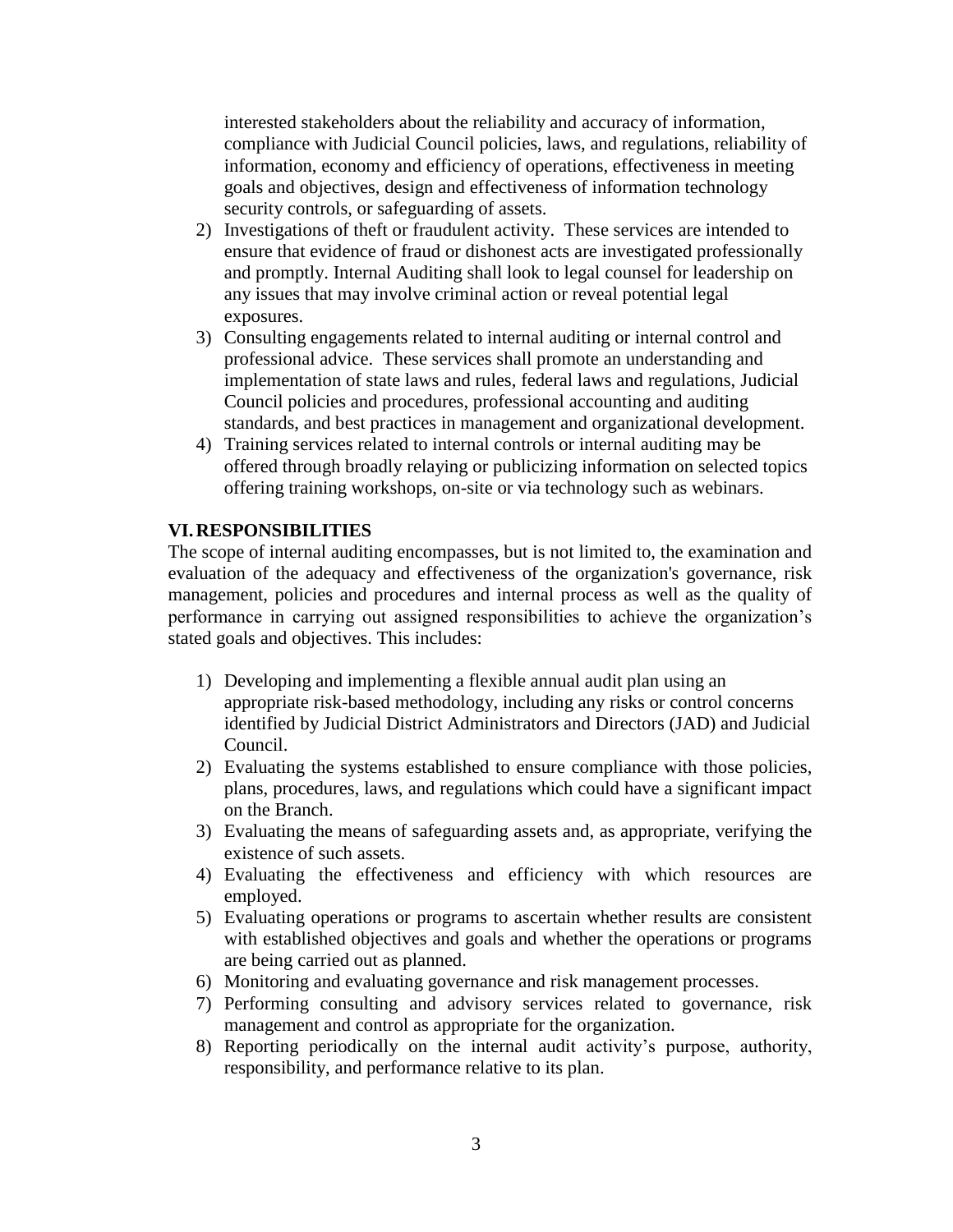interested stakeholders about the reliability and accuracy of information, compliance with Judicial Council policies, laws, and regulations, reliability of information, economy and efficiency of operations, effectiveness in meeting goals and objectives, design and effectiveness of information technology security controls, or safeguarding of assets.

2) Investigations of theft or fraudulent activity. These services are intended to ensure that evidence of fraud or dishonest acts are investigated professionally and promptly. Internal Auditing shall look to legal counsel for leadership on any issues that may involve criminal action or reveal potential legal exposures.
3) Consulting engagements related to internal auditing or internal control and professional advice. These services shall promote an understanding and implementation of state laws and rules, federal laws and regulations, Judicial Council policies and procedures, professional accounting and auditing standards, and best practices in management and organizational development.
4) Training services related to internal controls or internal auditing may be offered through broadly relaying or publicizing information on selected topics offering training workshops, on-site or via technology such as webinars.

## VI. RESPONSIBILITIES

The scope of internal auditing encompasses, but is not limited to, the examination and evaluation of the adequacy and effectiveness of the organization's governance, risk management, policies and procedures and internal process as well as the quality of performance in carrying out assigned responsibilities to achieve the organization's stated goals and objectives. This includes:

1) Developing and implementing a flexible annual audit plan using an appropriate risk-based methodology, including any risks or control concerns identified by Judicial District Administrators and Directors (JAD) and Judicial Council.
2) Evaluating the systems established to ensure compliance with those policies, plans, procedures, laws, and regulations which could have a significant impact on the Branch.
3) Evaluating the means of safeguarding assets and, as appropriate, verifying the existence of such assets.
4) Evaluating the effectiveness and efficiency with which resources are employed.
5) Evaluating operations or programs to ascertain whether results are consistent with established objectives and goals and whether the operations or programs are being carried out as planned.
6) Monitoring and evaluating governance and risk management processes.
7) Performing consulting and advisory services related to governance, risk management and control as appropriate for the organization.
8) Reporting periodically on the internal audit activity's purpose, authority, responsibility, and performance relative to its plan.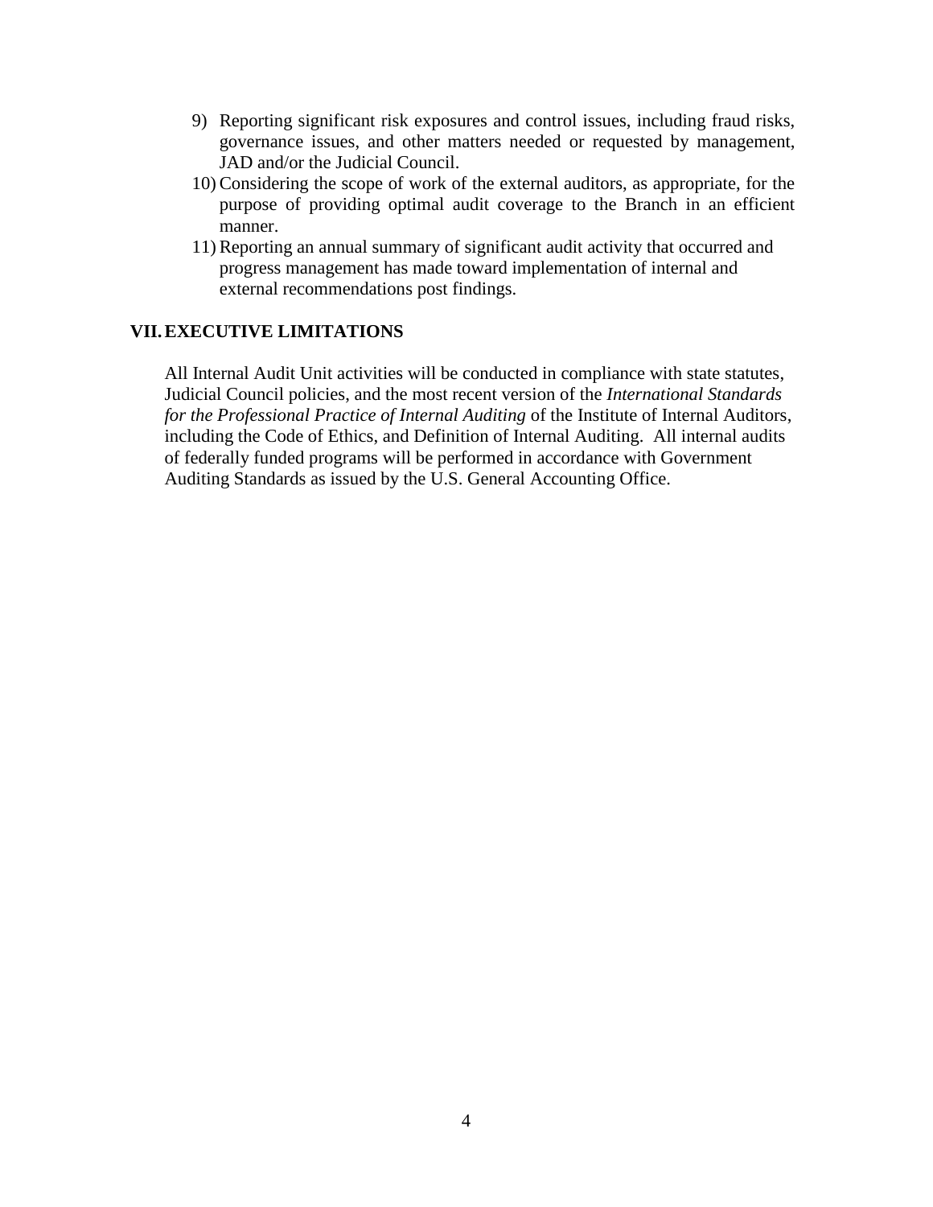9) Reporting significant risk exposures and control issues, including fraud risks, governance issues, and other matters needed or requested by management, JAD and/or the Judicial Council.
10) Considering the scope of work of the external auditors, as appropriate, for the purpose of providing optimal audit coverage to the Branch in an efficient manner.
11) Reporting an annual summary of significant audit activity that occurred and progress management has made toward implementation of internal and external recommendations post findings.

## VII. EXECUTIVE LIMITATIONS

All Internal Audit Unit activities will be conducted in compliance with state statutes, Judicial Council policies, and the most recent version of the *International Standards for the Professional Practice of Internal Auditing* of the Institute of Internal Auditors, including the Code of Ethics, and Definition of Internal Auditing. All internal audits of federally funded programs will be performed in accordance with Government Auditing Standards as issued by the U.S. General Accounting Office.